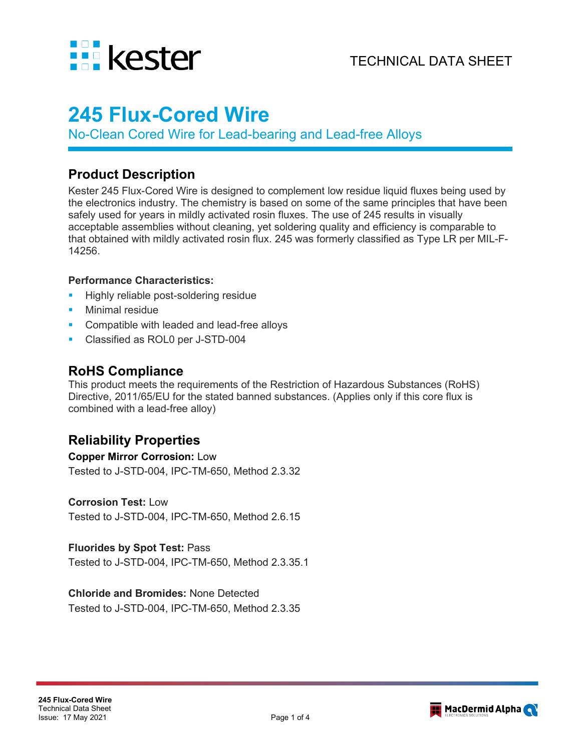# 245 Flux-Cored Wire

No-Clean Cored Wire for Lead-bearing and Lead-free Alloys

## Product Description

Kester 245 Flux-Cored Wire is designed to complement low residue liquid fluxes being used by the electronics industry. The chemistry is based on some of the same principles that have been safely used for years in mildly activated rosin fluxes. The use of 245 results in visually acceptable assemblies without cleaning, yet soldering quality and efficiency is comparable to that obtained with mildly activated rosin flux. 245 was formerly classified as Type LR per MIL-F-14256.

**Performance Characteristics:**

- Highly reliable post-soldering residue
- Minimal residue
- Compatible with leaded and lead-free alloys
- Classified as ROL0 per J-STD-004

## RoHS Compliance

This product meets the requirements of the Restriction of Hazardous Substances (RoHS) Directive, 2011/65/EU for the stated banned substances. (Applies only if this core flux is combined with a lead-free alloy)

## Reliability Properties

**Copper Mirror Corrosion:** Low
Tested to J-STD-004, IPC-TM-650, Method 2.3.32

**Corrosion Test:** Low
Tested to J-STD-004, IPC-TM-650, Method 2.6.15

**Fluorides by Spot Test:** Pass
Tested to J-STD-004, IPC-TM-650, Method 2.3.35.1

**Chloride and Bromides:** None Detected
Tested to J-STD-004, IPC-TM-650, Method 2.3.35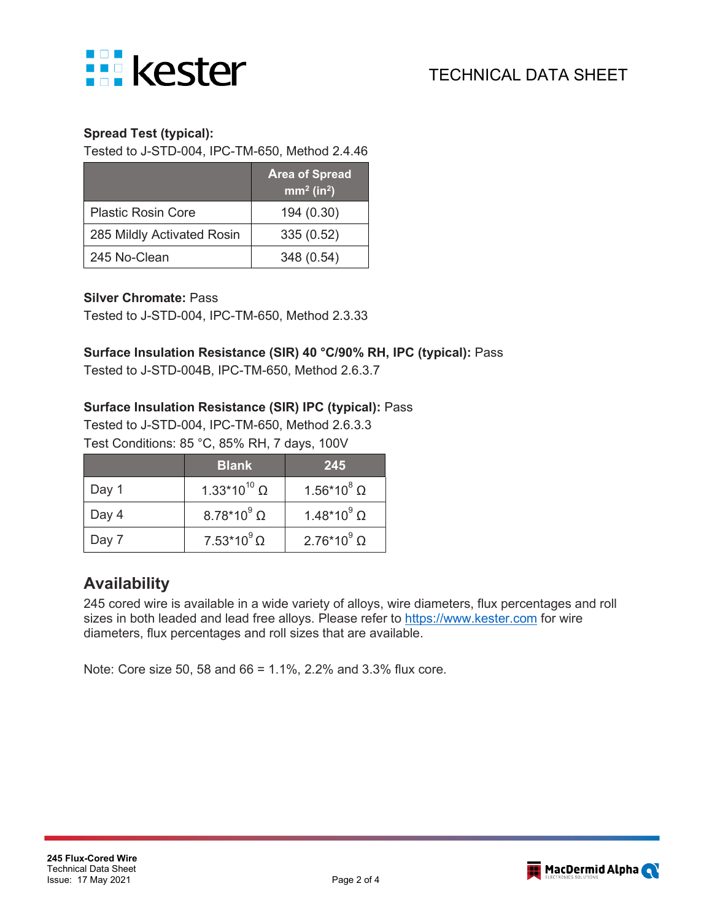**Spread Test (typical):**
Tested to J-STD-004, IPC-TM-650, Method 2.4.46

| | Area of Spread $mm^2$ ($in^2$) |
|---|---|
| Plastic Rosin Core | 194 (0.30) |
| 285 Mildly Activated Rosin | 335 (0.52) |
| 245 No-Clean | 348 (0.54) |

**Silver Chromate:** Pass
Tested to J-STD-004, IPC-TM-650, Method 2.3.33

**Surface Insulation Resistance (SIR) 40 °C/90% RH, IPC (typical):** Pass
Tested to J-STD-004B, IPC-TM-650, Method 2.6.3.7

**Surface Insulation Resistance (SIR) IPC (typical):** Pass
Tested to J-STD-004, IPC-TM-650, Method 2.6.3.3
Test Conditions: 85 °C, 85% RH, 7 days, 100V

| | Blank | 245 |
|---|---|---|
| Day 1 | $1.33*10^{10}$ Ω | $1.56*10^{8}$ Ω |
| Day 4 | $8.78*10^{9}$ Ω | $1.48*10^{9}$ Ω |
| Day 7 | $7.53*10^{9}$ Ω | $2.76*10^{9}$ Ω |

## Availability

245 cored wire is available in a wide variety of alloys, wire diameters, flux percentages and roll sizes in both leaded and lead free alloys. Please refer to https://www.kester.com for wire diameters, flux percentages and roll sizes that are available.

Note: Core size 50, 58 and 66 = 1.1%, 2.2% and 3.3% flux core.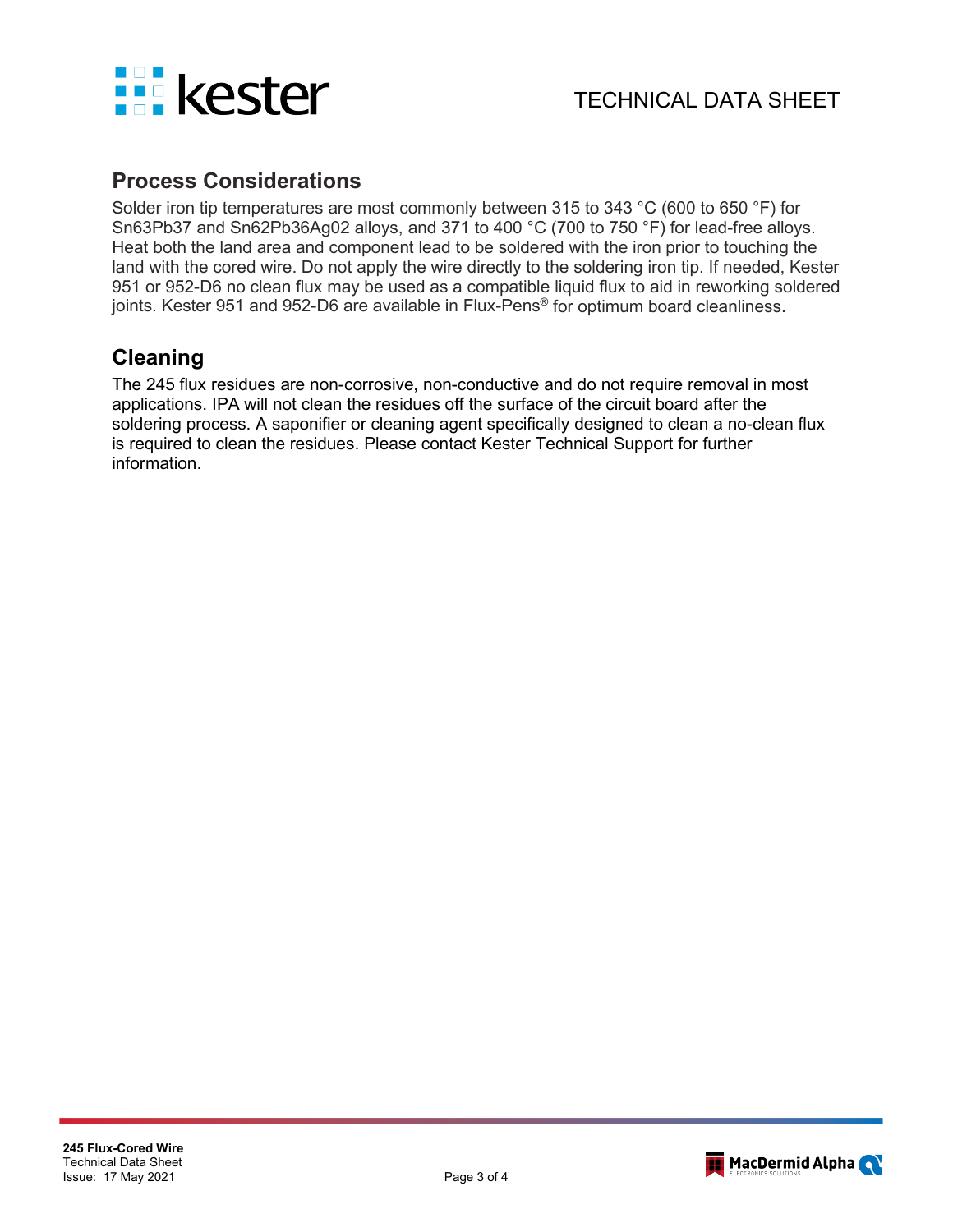## Process Considerations

Solder iron tip temperatures are most commonly between 315 to 343 °C (600 to 650 °F) for Sn63Pb37 and Sn62Pb36Ag02 alloys, and 371 to 400 °C (700 to 750 °F) for lead-free alloys. Heat both the land area and component lead to be soldered with the iron prior to touching the land with the cored wire. Do not apply the wire directly to the soldering iron tip. If needed, Kester 951 or 952-D6 no clean flux may be used as a compatible liquid flux to aid in reworking soldered joints. Kester 951 and 952-D6 are available in Flux-Pens® for optimum board cleanliness.

## Cleaning

The 245 flux residues are non-corrosive, non-conductive and do not require removal in most applications. IPA will not clean the residues off the surface of the circuit board after the soldering process. A saponifier or cleaning agent specifically designed to clean a no-clean flux is required to clean the residues. Please contact Kester Technical Support for further information.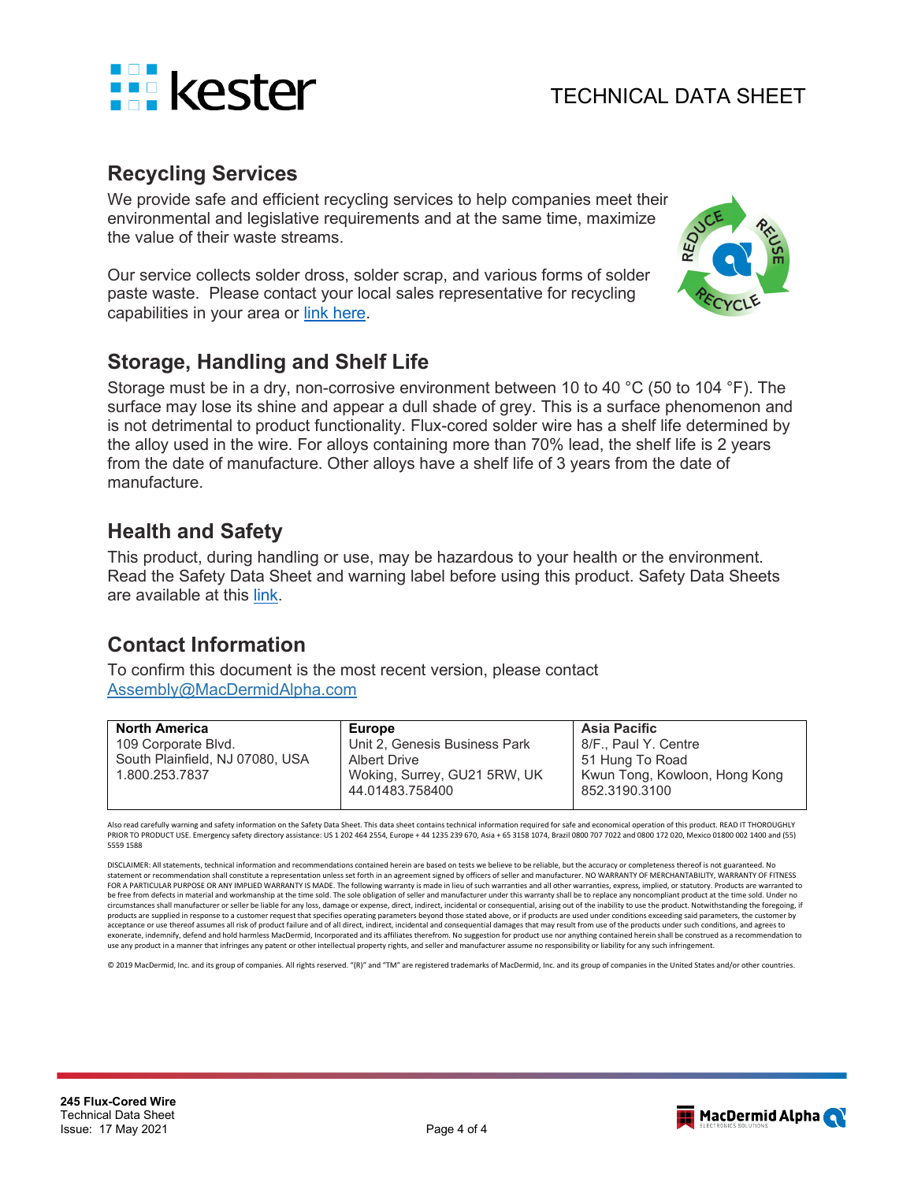## Recycling Services

We provide safe and efficient recycling services to help companies meet their environmental and legislative requirements and at the same time, maximize the value of their waste streams.

Our service collects solder dross, solder scrap, and various forms of solder paste waste. Please contact your local sales representative for recycling capabilities in your area or link here.

## Storage, Handling and Shelf Life

Storage must be in a dry, non-corrosive environment between 10 to 40 °C (50 to 104 °F). The surface may lose its shine and appear a dull shade of grey. This is a surface phenomenon and is not detrimental to product functionality. Flux-cored solder wire has a shelf life determined by the alloy used in the wire. For alloys containing more than 70% lead, the shelf life is 2 years from the date of manufacture. Other alloys have a shelf life of 3 years from the date of manufacture.

## Health and Safety

This product, during handling or use, may be hazardous to your health or the environment. Read the Safety Data Sheet and warning label before using this product. Safety Data Sheets are available at this link.

## Contact Information

To confirm this document is the most recent version, please contact Assembly@MacDermidAlpha.com

| **North America** | **Europe** | **Asia Pacific** |
|---|---|---|
| 109 Corporate Blvd.<br>South Plainfield, NJ 07080, USA<br>1.800.253.7837 | Unit 2, Genesis Business Park<br>Albert Drive<br>Woking, Surrey, GU21 5RW, UK<br>44.01483.758400 | 8/F., Paul Y. Centre<br>51 Hung To Road<br>Kwun Tong, Kowloon, Hong Kong<br>852.3190.3100 |

Also read carefully warning and safety information on the Safety Data Sheet. This data sheet contains technical information required for safe and economical operation of this product. READ IT THOROUGHLY PRIOR TO PRODUCT USE. Emergency safety directory assistance: US 1 202 464 2554, Europe + 44 1235 239 670, Asia + 65 3158 1074, Brazil 0800 707 7022 and 0800 172 020, Mexico 01800 002 1400 and (55) 5559 1588

DISCLAIMER: All statements, technical information and recommendations contained herein are based on tests we believe to be reliable, but the accuracy or completeness thereof is not guaranteed. No statement or recommendation shall constitute a representation unless set forth in an agreement signed by officers of seller and manufacturer. NO WARRANTY OF MERCHANTABILITY, WARRANTY OF FITNESS FOR A PARTICULAR PURPOSE OR ANY IMPLIED WARRANTY IS MADE. The following warranty is made in lieu of such warranties and all other warranties, express, implied, or statutory. Products are warranted to be free from defects in material and workmanship at the time sold. The sole obligation of seller and manufacturer under this warranty shall be to replace any noncompliant product at the time sold. Under no circumstances shall manufacturer or seller be liable for any loss, damage or expense, direct, indirect, incidental or consequential, arising out of the inability to use the product. Notwithstanding the foregoing, if products are supplied in response to a customer request that specifies operating parameters beyond those stated above, or if products are used under conditions exceeding said parameters, the customer by acceptance or use thereof assumes all risk of product failure and of all direct, indirect, incidental and consequential damages that may result from use of the products under such conditions, and agrees to exonerate, indemnify, defend and hold harmless MacDermid, Incorporated and its affiliates therefrom. No suggestion for product use nor anything contained herein shall be construed as a recommendation to use any product in a manner that infringes any patent or other intellectual property rights, and seller and manufacturer assume no responsibility or liability for any such infringement.

© 2019 MacDermid, Inc. and its group of companies. All rights reserved. "(R)" and "TM" are registered trademarks of MacDermid, Inc. and its group of companies in the United States and/or other countries.